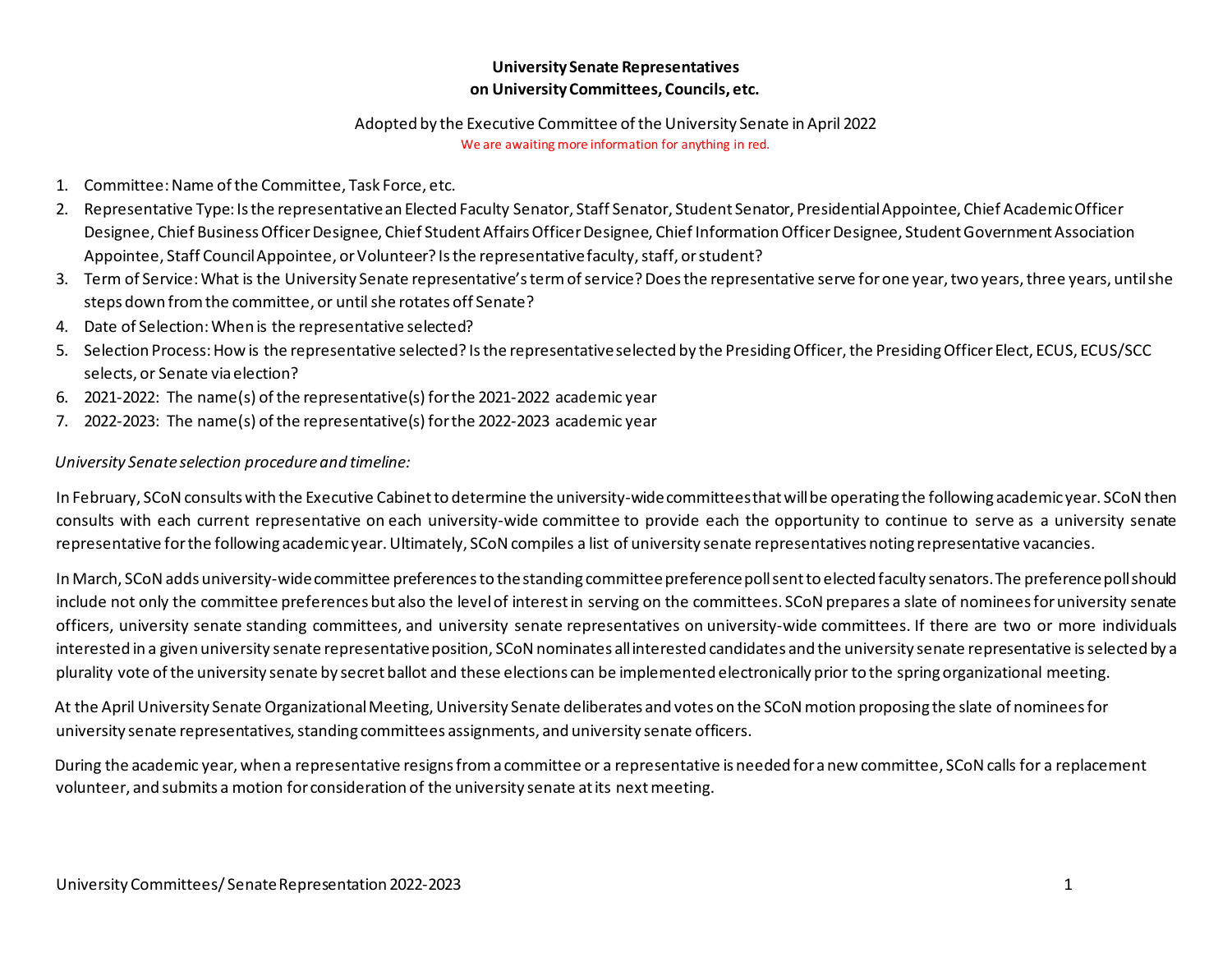**University Senate Representatives**
**on University Committees, Councils, etc.**

Adopted by the Executive Committee of the University Senate in April 2022

We are awaiting more information for anything in red.

1. Committee: Name of the Committee, Task Force, etc.
2. Representative Type: Is the representative an Elected Faculty Senator, Staff Senator, Student Senator, Presidential Appointee, Chief Academic Officer Designee, Chief Business Officer Designee, Chief Student Affairs Officer Designee, Chief Information Officer Designee, Student Government Association Appointee, Staff Council Appointee, or Volunteer? Is the representative faculty, staff, or student?
3. Term of Service: What is the University Senate representative's term of service? Does the representative serve for one year, two years, three years, until she steps down from the committee, or until she rotates off Senate?
4. Date of Selection: When is the representative selected?
5. Selection Process: How is the representative selected? Is the representative selected by the Presiding Officer, the Presiding Officer Elect, ECUS, ECUS/SCC selects, or Senate via election?
6. 2021-2022: The name(s) of the representative(s) for the 2021-2022 academic year
7. 2022-2023: The name(s) of the representative(s) for the 2022-2023 academic year

*University Senate selection procedure and timeline:*

In February, SCoN consults with the Executive Cabinet to determine the university-wide committees that will be operating the following academic year. SCoN then consults with each current representative on each university-wide committee to provide each the opportunity to continue to serve as a university senate representative for the following academic year. Ultimately, SCoN compiles a list of university senate representatives noting representative vacancies.

In March, SCoN adds university-wide committee preferences to the standing committee preference poll sent to elected faculty senators. The preference poll should include not only the committee preferences but also the level of interest in serving on the committees. SCoN prepares a slate of nominees for university senate officers, university senate standing committees, and university senate representatives on university-wide committees. If there are two or more individuals interested in a given university senate representative position, SCoN nominates all interested candidates and the university senate representative is selected by a plurality vote of the university senate by secret ballot and these elections can be implemented electronically prior to the spring organizational meeting.

At the April University Senate Organizational Meeting, University Senate deliberates and votes on the SCoN motion proposing the slate of nominees for university senate representatives, standing committees assignments, and university senate officers.

During the academic year, when a representative resigns from a committee or a representative is needed for a new committee, SCoN calls for a replacement volunteer, and submits a motion for consideration of the university senate at its next meeting.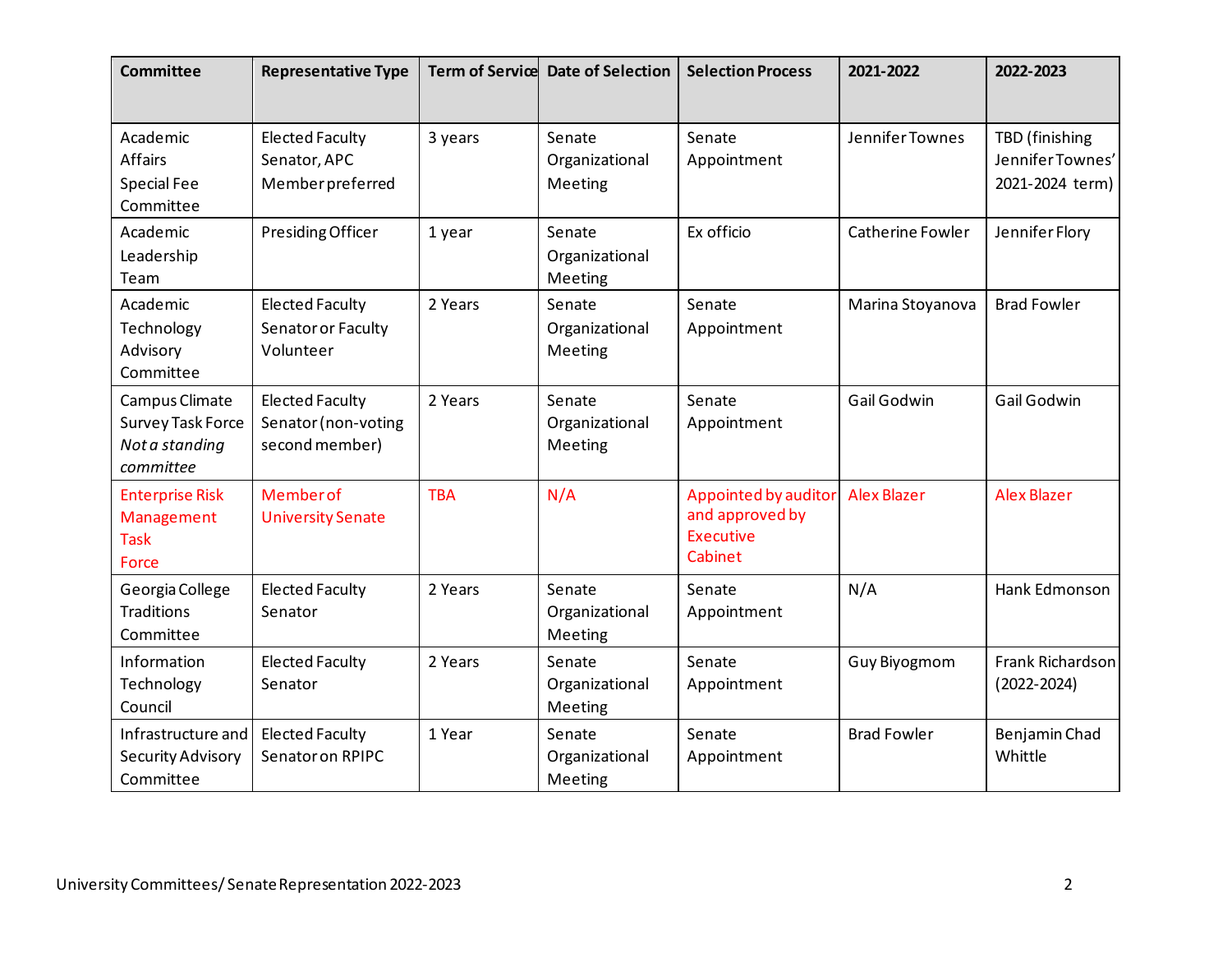| Committee | Representative Type | Term of Service | Date of Selection | Selection Process | 2021-2022 | 2022-2023 |
|---|---|---|---|---|---|---|
| Academic Affairs Special Fee Committee | Elected Faculty Senator, APC Member preferred | 3 years | Senate Organizational Meeting | Senate Appointment | Jennifer Townes | TBD (finishing Jennifer Townes' 2021-2024 term) |
| Academic Leadership Team | Presiding Officer | 1 year | Senate Organizational Meeting | Ex officio | Catherine Fowler | Jennifer Flory |
| Academic Technology Advisory Committee | Elected Faculty Senator or Faculty Volunteer | 2 Years | Senate Organizational Meeting | Senate Appointment | Marina Stoyanova | Brad Fowler |
| Campus Climate Survey Task Force *Not a standing committee* | Elected Faculty Senator (non-voting second member) | 2 Years | Senate Organizational Meeting | Senate Appointment | Gail Godwin | Gail Godwin |
| Enterprise Risk Management Task Force | Member of University Senate | TBA | N/A | Appointed by auditor and approved by Executive Cabinet | Alex Blazer | Alex Blazer |
| Georgia College Traditions Committee | Elected Faculty Senator | 2 Years | Senate Organizational Meeting | Senate Appointment | N/A | Hank Edmonson |
| Information Technology Council | Elected Faculty Senator | 2 Years | Senate Organizational Meeting | Senate Appointment | Guy Biyogmom | Frank Richardson (2022-2024) |
| Infrastructure and Security Advisory Committee | Elected Faculty Senator on RPIPC | 1 Year | Senate Organizational Meeting | Senate Appointment | Brad Fowler | Benjamin Chad Whittle |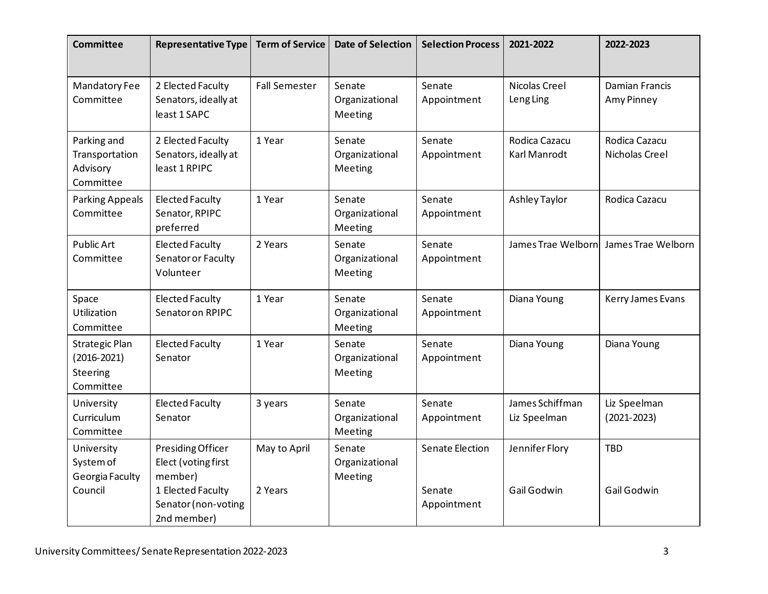| Committee | Representative Type | Term of Service | Date of Selection | Selection Process | 2021-2022 | 2022-2023 |
|---|---|---|---|---|---|---|
| Mandatory Fee Committee | 2 Elected Faculty Senators, ideally at least 1 SAPC | Fall Semester | Senate Organizational Meeting | Senate Appointment | Nicolas Creel<br>Leng Ling | Damian Francis<br>Amy Pinney |
| Parking and Transportation Advisory Committee | 2 Elected Faculty Senators, ideally at least 1 RPIPC | 1 Year | Senate Organizational Meeting | Senate Appointment | Rodica Cazacu<br>Karl Manrodt | Rodica Cazacu<br>Nicholas Creel |
| Parking Appeals Committee | Elected Faculty Senator, RPIPC preferred | 1 Year | Senate Organizational Meeting | Senate Appointment | Ashley Taylor | Rodica Cazacu |
| Public Art Committee | Elected Faculty Senator or Faculty Volunteer | 2 Years | Senate Organizational Meeting | Senate Appointment | James Trae Welborn | James Trae Welborn |
| Space Utilization Committee | Elected Faculty Senator on RPIPC | 1 Year | Senate Organizational Meeting | Senate Appointment | Diana Young | Kerry James Evans |
| Strategic Plan (2016-2021) Steering Committee | Elected Faculty Senator | 1 Year | Senate Organizational Meeting | Senate Appointment | Diana Young | Diana Young |
| University Curriculum Committee | Elected Faculty Senator | 3 years | Senate Organizational Meeting | Senate Appointment | James Schiffman<br>Liz Speelman | Liz Speelman (2021-2023) |
| University System of Georgia Faculty Council | Presiding Officer Elect (voting first member)<br>1 Elected Faculty Senator (non-voting 2nd member) | May to April<br>2 Years | Senate Organizational Meeting | Senate Election<br>Senate Appointment | Jennifer Flory<br>Gail Godwin | TBD<br>Gail Godwin |

University Committees/ Senate Representation 2022-2023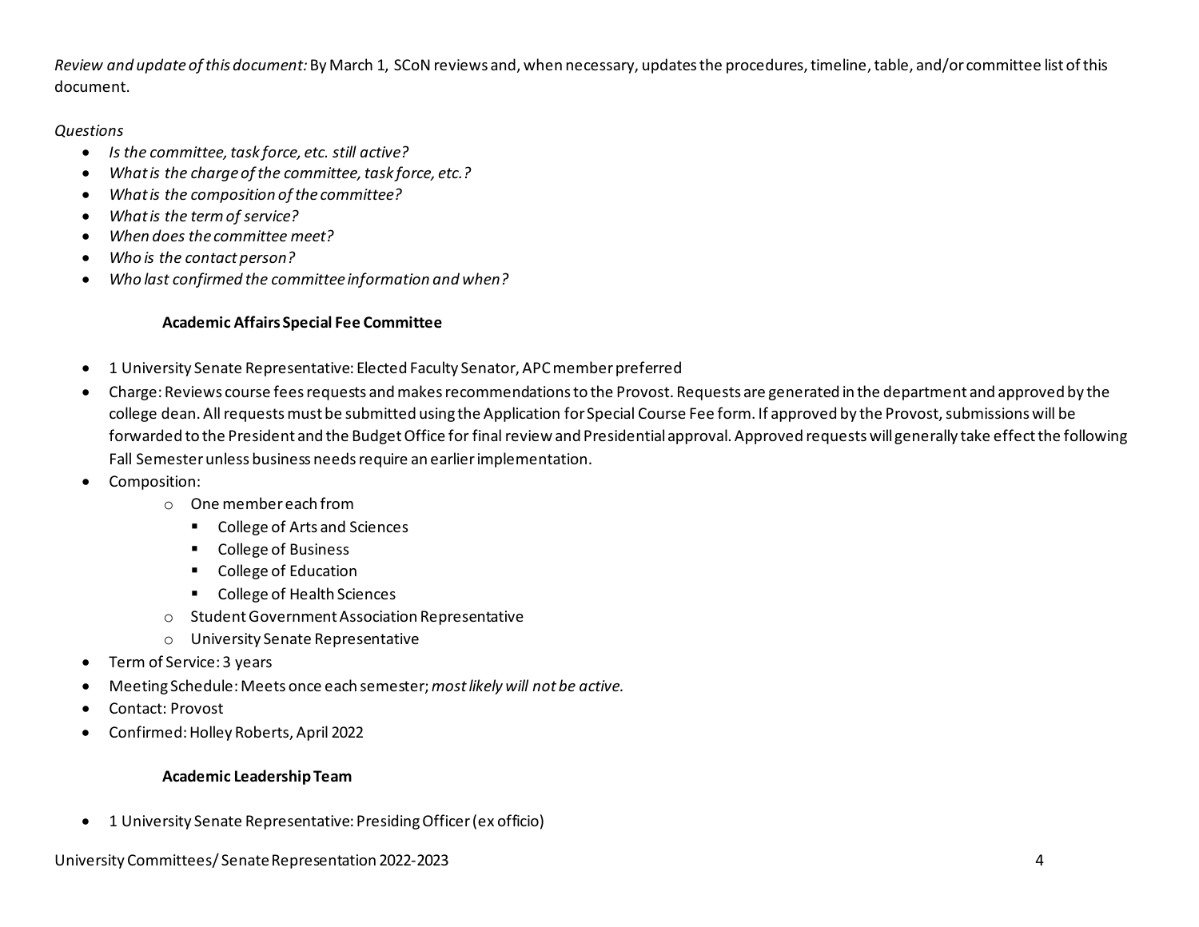*Review and update of this document:* By March 1, SCoN reviews and, when necessary, updates the procedures, timeline, table, and/or committee list of this document.

*Questions*

- *Is the committee, task force, etc. still active?*
- *What is the charge of the committee, task force, etc.?*
- *What is the composition of the committee?*
- *What is the term of service?*
- *When does the committee meet?*
- *Who is the contact person?*
- *Who last confirmed the committee information and when?*

**Academic Affairs Special Fee Committee**

- 1 University Senate Representative: Elected Faculty Senator, APC member preferred
- Charge: Reviews course fees requests and makes recommendations to the Provost. Requests are generated in the department and approved by the college dean. All requests must be submitted using the Application for Special Course Fee form. If approved by the Provost, submissions will be forwarded to the President and the Budget Office for final review and Presidential approval. Approved requests will generally take effect the following Fall Semester unless business needs require an earlier implementation.
- Composition:
  - One member each from
    - College of Arts and Sciences
    - College of Business
    - College of Education
    - College of Health Sciences
  - Student Government Association Representative
  - University Senate Representative
- Term of Service: 3 years
- Meeting Schedule: Meets once each semester; *most likely will not be active.*
- Contact: Provost
- Confirmed: Holley Roberts, April 2022

**Academic Leadership Team**

- 1 University Senate Representative: Presiding Officer (ex officio)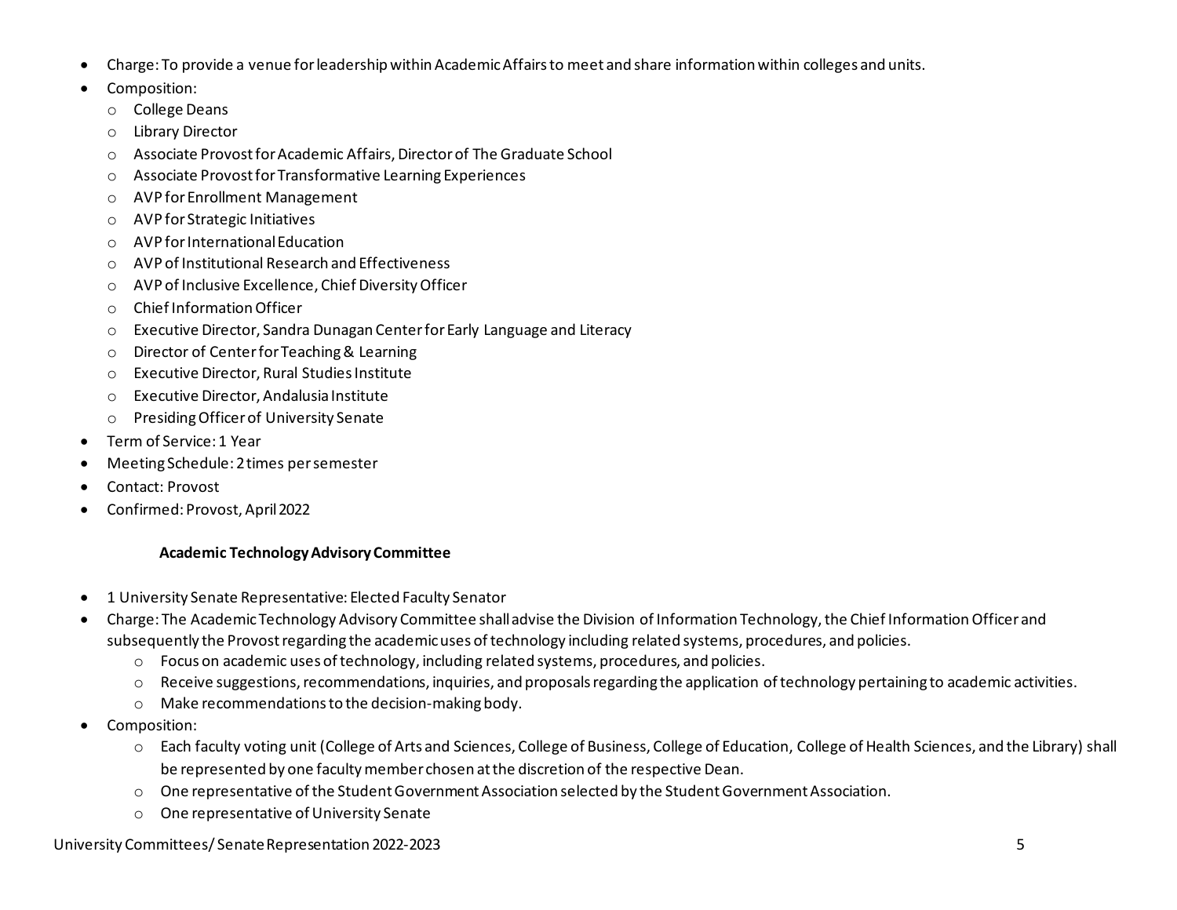- Charge: To provide a venue for leadership within Academic Affairs to meet and share information within colleges and units.
- Composition:
  - College Deans
  - Library Director
  - Associate Provost for Academic Affairs, Director of The Graduate School
  - Associate Provost for Transformative Learning Experiences
  - AVP for Enrollment Management
  - AVP for Strategic Initiatives
  - AVP for International Education
  - AVP of Institutional Research and Effectiveness
  - AVP of Inclusive Excellence, Chief Diversity Officer
  - Chief Information Officer
  - Executive Director, Sandra Dunagan Center for Early Language and Literacy
  - Director of Center for Teaching & Learning
  - Executive Director, Rural Studies Institute
  - Executive Director, Andalusia Institute
  - Presiding Officer of University Senate
- Term of Service: 1 Year
- Meeting Schedule: 2 times per semester
- Contact: Provost
- Confirmed: Provost, April 2022

### Academic Technology Advisory Committee

- 1 University Senate Representative: Elected Faculty Senator
- Charge: The Academic Technology Advisory Committee shall advise the Division of Information Technology, the Chief Information Officer and subsequently the Provost regarding the academic uses of technology including related systems, procedures, and policies.
  - Focus on academic uses of technology, including related systems, procedures, and policies.
  - Receive suggestions, recommendations, inquiries, and proposals regarding the application of technology pertaining to academic activities.
  - Make recommendations to the decision-making body.
- Composition:
  - Each faculty voting unit (College of Arts and Sciences, College of Business, College of Education, College of Health Sciences, and the Library) shall be represented by one faculty member chosen at the discretion of the respective Dean.
  - One representative of the Student Government Association selected by the Student Government Association.
  - One representative of University Senate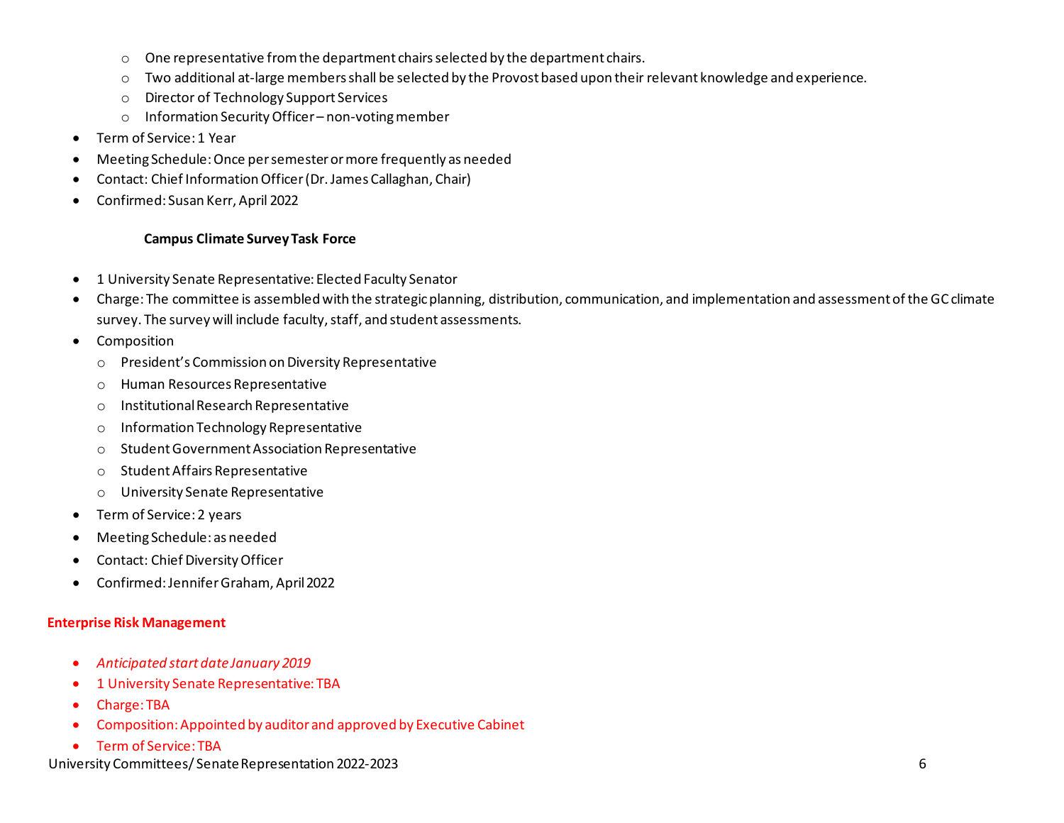- One representative from the department chairs selected by the department chairs.
  - Two additional at-large members shall be selected by the Provost based upon their relevant knowledge and experience.
  - Director of Technology Support Services
  - Information Security Officer – non-voting member
- Term of Service: 1 Year
- Meeting Schedule: Once per semester or more frequently as needed
- Contact: Chief Information Officer (Dr. James Callaghan, Chair)
- Confirmed: Susan Kerr, April 2022

**Campus Climate Survey Task Force**

- 1 University Senate Representative: Elected Faculty Senator
- Charge: The committee is assembled with the strategic planning, distribution, communication, and implementation and assessment of the GC climate survey. The survey will include faculty, staff, and student assessments.
- Composition
  - President's Commission on Diversity Representative
  - Human Resources Representative
  - Institutional Research Representative
  - Information Technology Representative
  - Student Government Association Representative
  - Student Affairs Representative
  - University Senate Representative
- Term of Service: 2 years
- Meeting Schedule: as needed
- Contact: Chief Diversity Officer
- Confirmed: Jennifer Graham, April 2022

**Enterprise Risk Management**

- *Anticipated start date January 2019*
- 1 University Senate Representative: TBA
- Charge: TBA
- Composition: Appointed by auditor and approved by Executive Cabinet
- Term of Service: TBA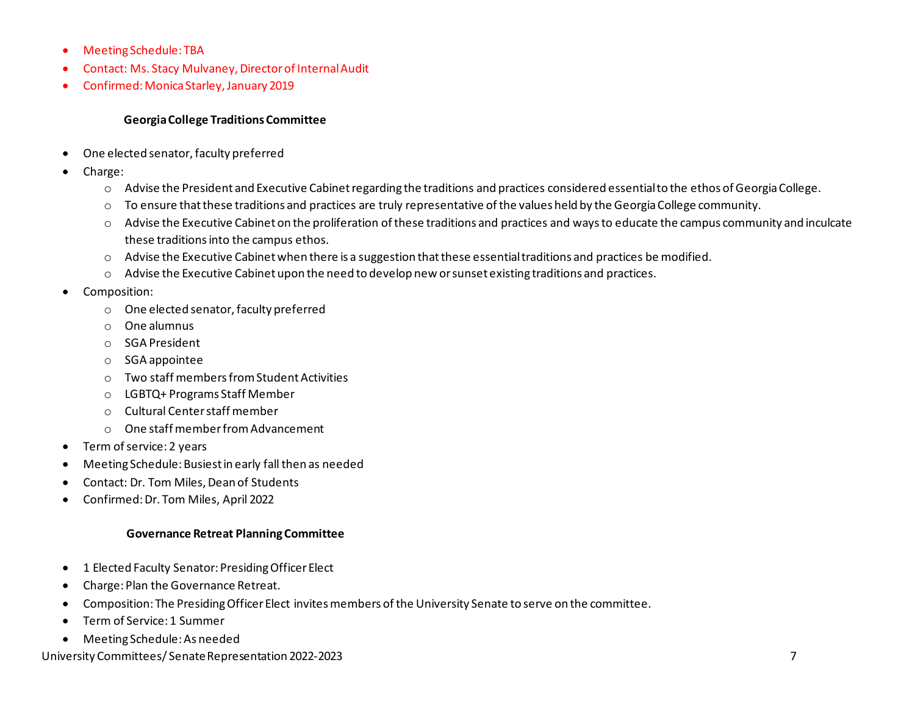- Meeting Schedule: TBA
- Contact: Ms. Stacy Mulvaney, Director of Internal Audit
- Confirmed: Monica Starley, January 2019

**Georgia College Traditions Committee**

- One elected senator, faculty preferred
- Charge:
  - Advise the President and Executive Cabinet regarding the traditions and practices considered essential to the ethos of Georgia College.
  - To ensure that these traditions and practices are truly representative of the values held by the Georgia College community.
  - Advise the Executive Cabinet on the proliferation of these traditions and practices and ways to educate the campus community and inculcate these traditions into the campus ethos.
  - Advise the Executive Cabinet when there is a suggestion that these essential traditions and practices be modified.
  - Advise the Executive Cabinet upon the need to develop new or sunset existing traditions and practices.
- Composition:
  - One elected senator, faculty preferred
  - One alumnus
  - SGA President
  - SGA appointee
  - Two staff members from Student Activities
  - LGBTQ+ Programs Staff Member
  - Cultural Center staff member
  - One staff member from Advancement
- Term of service: 2 years
- Meeting Schedule: Busiest in early fall then as needed
- Contact: Dr. Tom Miles, Dean of Students
- Confirmed: Dr. Tom Miles, April 2022

**Governance Retreat Planning Committee**

- 1 Elected Faculty Senator: Presiding Officer Elect
- Charge: Plan the Governance Retreat.
- Composition: The Presiding Officer Elect invites members of the University Senate to serve on the committee.
- Term of Service: 1 Summer
- Meeting Schedule: As needed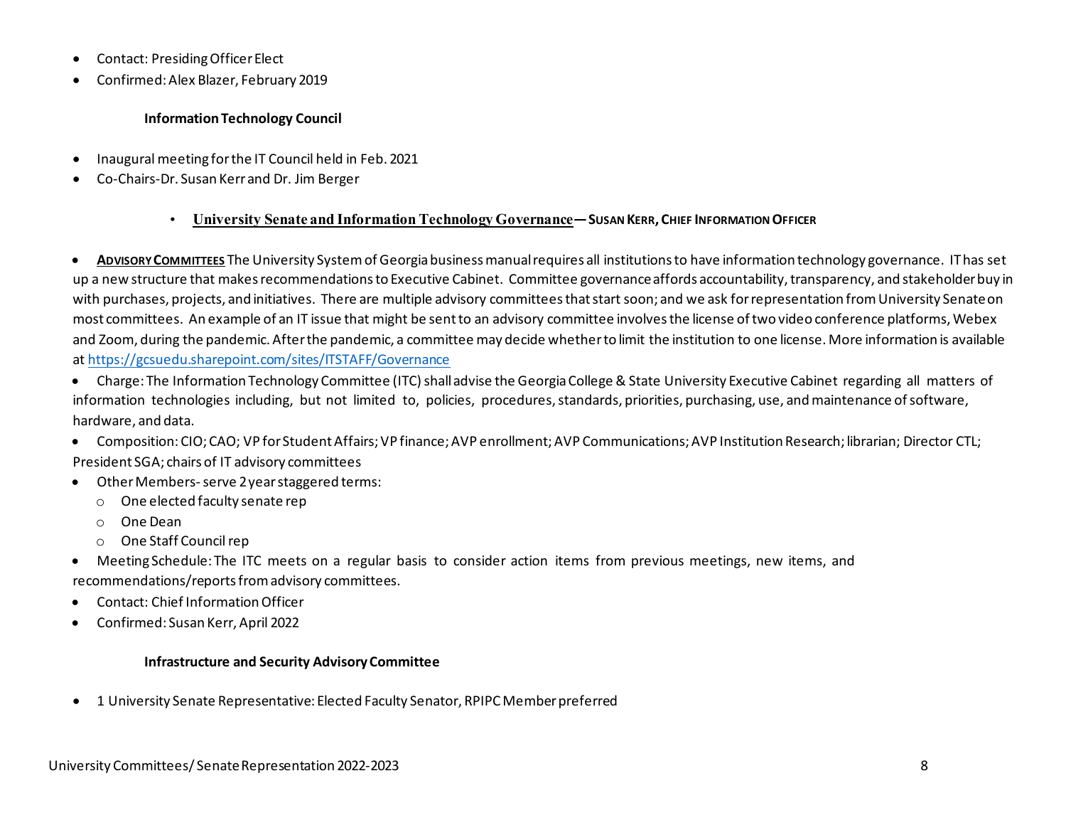- Contact: Presiding Officer Elect
- Confirmed: Alex Blazer, February 2019

**Information Technology Council**

- Inaugural meeting for the IT Council held in Feb. 2021
- Co-Chairs-Dr. Susan Kerr and Dr. Jim Berger

- **University Senate and Information Technology Governance— SUSAN KERR, CHIEF INFORMATION OFFICER**

- **ADVISORY COMMITTEES** The University System of Georgia business manual requires all institutions to have information technology governance. IT has set up a new structure that makes recommendations to Executive Cabinet. Committee governance affords accountability, transparency, and stakeholder buy in with purchases, projects, and initiatives. There are multiple advisory committees that start soon; and we ask for representation from University Senate on most committees. An example of an IT issue that might be sent to an advisory committee involves the license of two video conference platforms, Webex and Zoom, during the pandemic. After the pandemic, a committee may decide whether to limit the institution to one license. More information is available at https://gcsuedu.sharepoint.com/sites/ITSTAFF/Governance
- Charge: The Information Technology Committee (ITC) shall advise the Georgia College & State University Executive Cabinet regarding all matters of information technologies including, but not limited to, policies, procedures, standards, priorities, purchasing, use, and maintenance of software, hardware, and data.
- Composition: CIO; CAO; VP for Student Affairs; VP finance; AVP enrollment; AVP Communications; AVP Institution Research; librarian; Director CTL; President SGA; chairs of IT advisory committees
- Other Members- serve 2 year staggered terms:
  - One elected faculty senate rep
  - One Dean
  - One Staff Council rep
- Meeting Schedule: The ITC meets on a regular basis to consider action items from previous meetings, new items, and recommendations/reports from advisory committees.
- Contact: Chief Information Officer
- Confirmed: Susan Kerr, April 2022

**Infrastructure and Security Advisory Committee**

- 1 University Senate Representative: Elected Faculty Senator, RPIPC Member preferred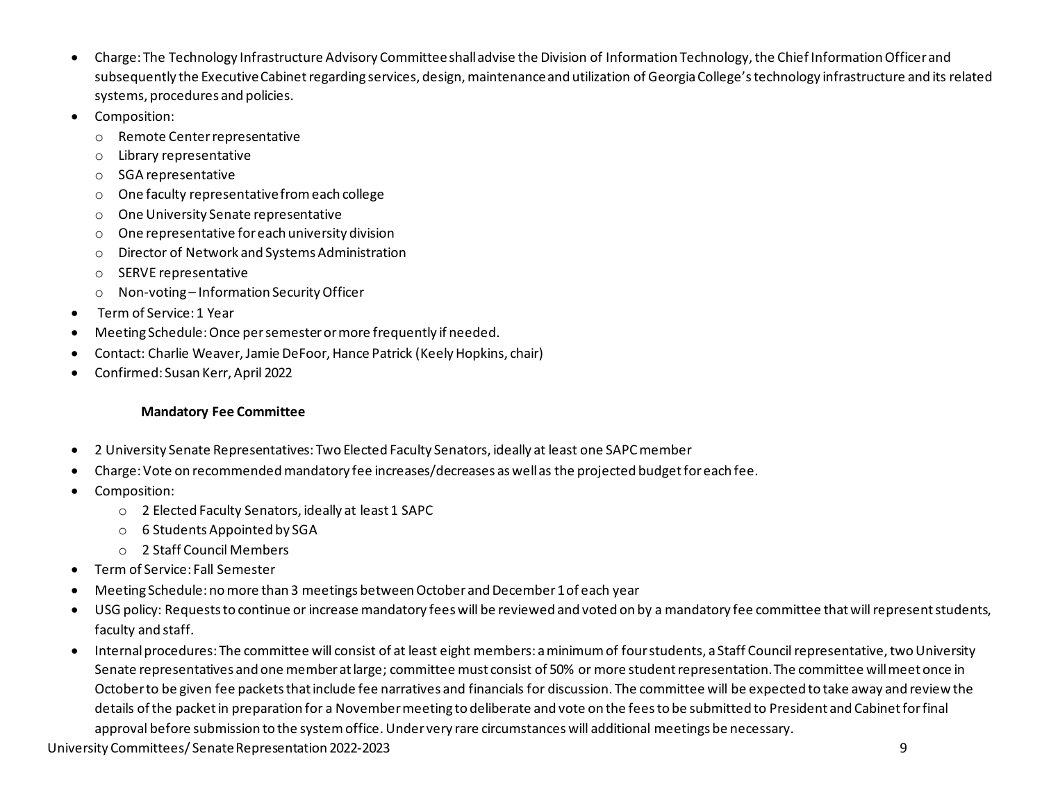- Charge: The Technology Infrastructure Advisory Committee shall advise the Division of Information Technology, the Chief Information Officer and subsequently the Executive Cabinet regarding services, design, maintenance and utilization of Georgia College's technology infrastructure and its related systems, procedures and policies.
- Composition:
  - Remote Center representative
  - Library representative
  - SGA representative
  - One faculty representative from each college
  - One University Senate representative
  - One representative for each university division
  - Director of Network and Systems Administration
  - SERVE representative
  - Non-voting – Information Security Officer
- Term of Service: 1 Year
- Meeting Schedule: Once per semester or more frequently if needed.
- Contact: Charlie Weaver, Jamie DeFoor, Hance Patrick (Keely Hopkins, chair)
- Confirmed: Susan Kerr, April 2022

**Mandatory Fee Committee**

- 2 University Senate Representatives: Two Elected Faculty Senators, ideally at least one SAPC member
- Charge: Vote on recommended mandatory fee increases/decreases as well as the projected budget for each fee.
- Composition:
  - 2 Elected Faculty Senators, ideally at least 1 SAPC
  - 6 Students Appointed by SGA
  - 2 Staff Council Members
- Term of Service: Fall Semester
- Meeting Schedule: no more than 3 meetings between October and December 1 of each year
- USG policy: Requests to continue or increase mandatory fees will be reviewed and voted on by a mandatory fee committee that will represent students, faculty and staff.
- Internal procedures: The committee will consist of at least eight members: a minimum of four students, a Staff Council representative, two University Senate representatives and one member at large; committee must consist of 50% or more student representation. The committee will meet once in October to be given fee packets that include fee narratives and financials for discussion. The committee will be expected to take away and review the details of the packet in preparation for a November meeting to deliberate and vote on the fees to be submitted to President and Cabinet for final approval before submission to the system office. Under very rare circumstances will additional meetings be necessary.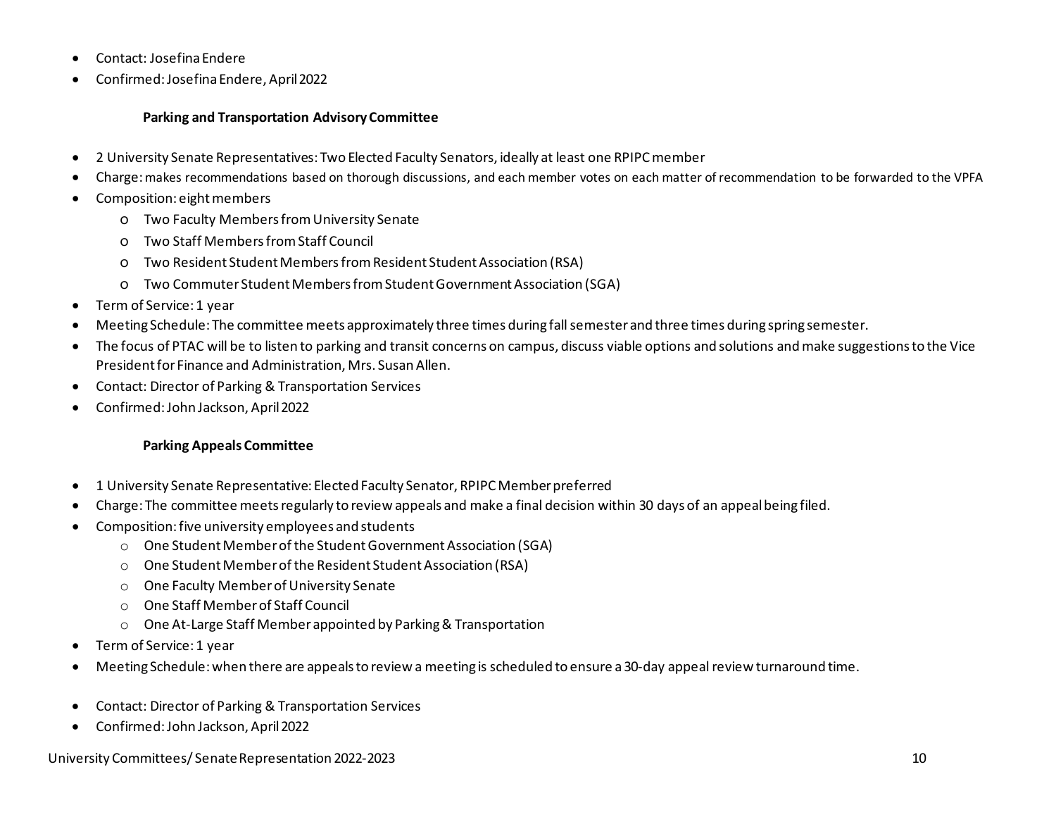- Contact: Josefina Endere
- Confirmed: Josefina Endere, April 2022

### Parking and Transportation Advisory Committee

- 2 University Senate Representatives: Two Elected Faculty Senators, ideally at least one RPIPC member
- Charge: makes recommendations based on thorough discussions, and each member votes on each matter of recommendation to be forwarded to the VPFA
- Composition: eight members
    - Two Faculty Members from University Senate
    - Two Staff Members from Staff Council
    - Two Resident Student Members from Resident Student Association (RSA)
    - Two Commuter Student Members from Student Government Association (SGA)
- Term of Service: 1 year
- Meeting Schedule: The committee meets approximately three times during fall semester and three times during spring semester.
- The focus of PTAC will be to listen to parking and transit concerns on campus, discuss viable options and solutions and make suggestions to the Vice President for Finance and Administration, Mrs. Susan Allen.
- Contact: Director of Parking & Transportation Services
- Confirmed: John Jackson, April 2022

### Parking Appeals Committee

- 1 University Senate Representative: Elected Faculty Senator, RPIPC Member preferred
- Charge: The committee meets regularly to review appeals and make a final decision within 30 days of an appeal being filed.
- Composition: five university employees and students
    - One Student Member of the Student Government Association (SGA)
    - One Student Member of the Resident Student Association (RSA)
    - One Faculty Member of University Senate
    - One Staff Member of Staff Council
    - One At-Large Staff Member appointed by Parking & Transportation
- Term of Service: 1 year
- Meeting Schedule: when there are appeals to review a meeting is scheduled to ensure a 30-day appeal review turnaround time.
- Contact: Director of Parking & Transportation Services
- Confirmed: John Jackson, April 2022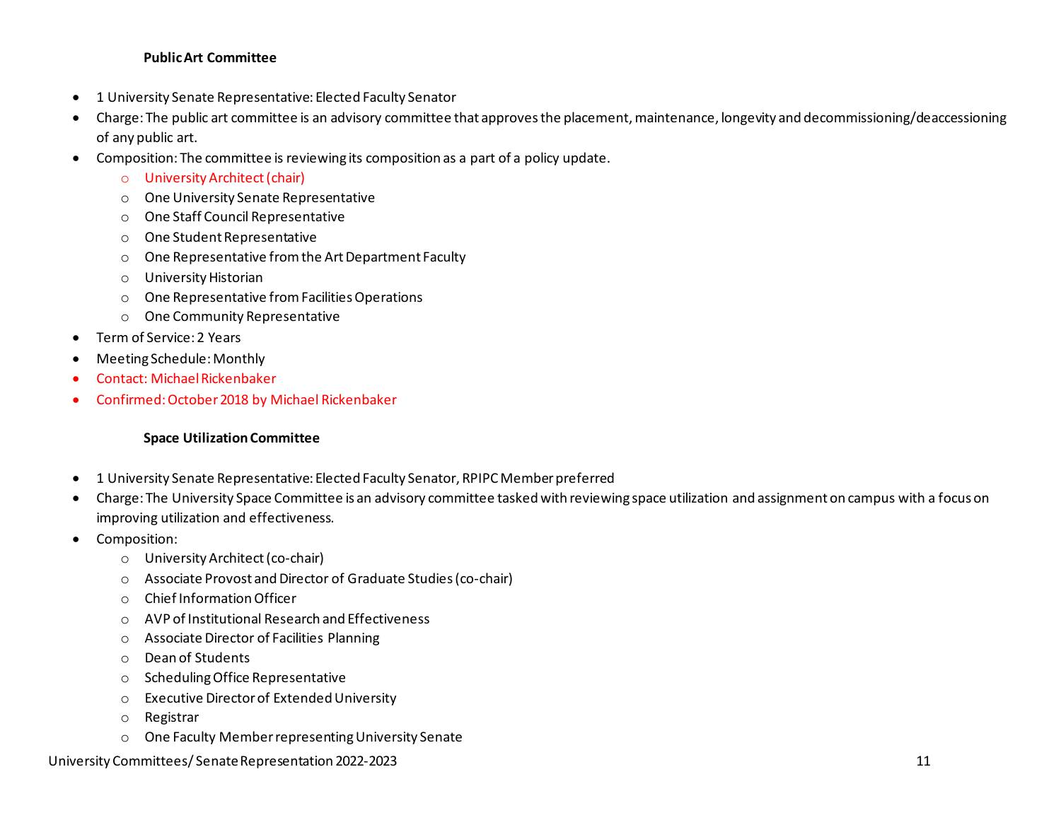**Public Art Committee**

- 1 University Senate Representative: Elected Faculty Senator
- Charge: The public art committee is an advisory committee that approves the placement, maintenance, longevity and decommissioning/deaccessioning of any public art.
- Composition: The committee is reviewing its composition as a part of a policy update.
  - University Architect (chair)
  - One University Senate Representative
  - One Staff Council Representative
  - One Student Representative
  - One Representative from the Art Department Faculty
  - University Historian
  - One Representative from Facilities Operations
  - One Community Representative
- Term of Service: 2 Years
- Meeting Schedule: Monthly
- Contact: Michael Rickenbaker
- Confirmed: October 2018 by Michael Rickenbaker

**Space Utilization Committee**

- 1 University Senate Representative: Elected Faculty Senator, RPIPC Member preferred
- Charge: The University Space Committee is an advisory committee tasked with reviewing space utilization and assignment on campus with a focus on improving utilization and effectiveness.
- Composition:
  - University Architect (co-chair)
  - Associate Provost and Director of Graduate Studies (co-chair)
  - Chief Information Officer
  - AVP of Institutional Research and Effectiveness
  - Associate Director of Facilities Planning
  - Dean of Students
  - Scheduling Office Representative
  - Executive Director of Extended University
  - Registrar
  - One Faculty Member representing University Senate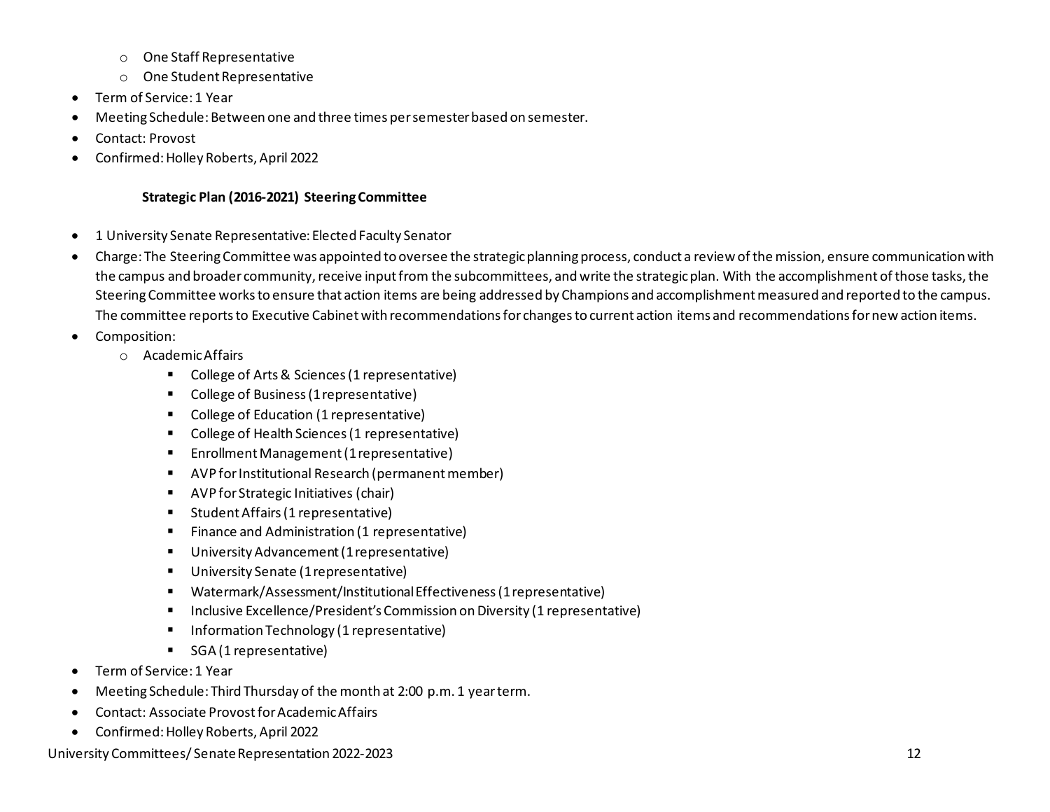- One Staff Representative
    - One Student Representative
- Term of Service: 1 Year
- Meeting Schedule: Between one and three times per semester based on semester.
- Contact: Provost
- Confirmed: Holley Roberts, April 2022

### Strategic Plan (2016-2021) Steering Committee

- 1 University Senate Representative: Elected Faculty Senator
- Charge: The Steering Committee was appointed to oversee the strategic planning process, conduct a review of the mission, ensure communication with the campus and broader community, receive input from the subcommittees, and write the strategic plan. With the accomplishment of those tasks, the Steering Committee works to ensure that action items are being addressed by Champions and accomplishment measured and reported to the campus. The committee reports to Executive Cabinet with recommendations for changes to current action items and recommendations for new action items.
- Composition:
    - Academic Affairs
        - College of Arts & Sciences (1 representative)
        - College of Business (1 representative)
        - College of Education (1 representative)
        - College of Health Sciences (1 representative)
        - Enrollment Management (1 representative)
        - AVP for Institutional Research (permanent member)
        - AVP for Strategic Initiatives (chair)
        - Student Affairs (1 representative)
        - Finance and Administration (1 representative)
        - University Advancement (1 representative)
        - University Senate (1 representative)
        - Watermark/Assessment/Institutional Effectiveness (1 representative)
        - Inclusive Excellence/President's Commission on Diversity (1 representative)
        - Information Technology (1 representative)
        - SGA (1 representative)
- Term of Service: 1 Year
- Meeting Schedule: Third Thursday of the month at 2:00 p.m. 1 year term.
- Contact: Associate Provost for Academic Affairs
- Confirmed: Holley Roberts, April 2022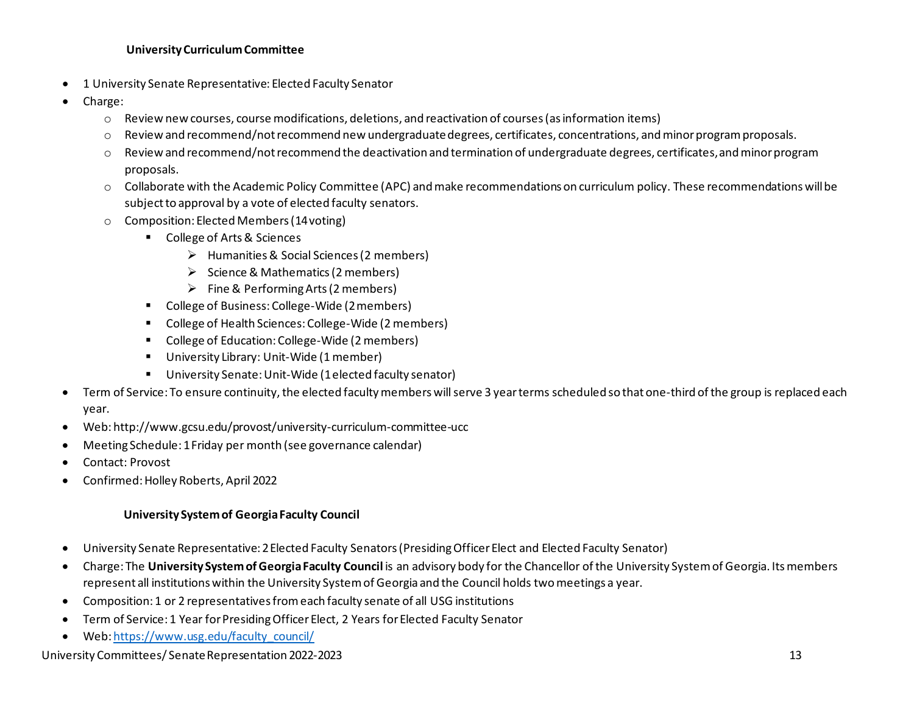### University Curriculum Committee

- 1 University Senate Representative: Elected Faculty Senator
- Charge:
  - Review new courses, course modifications, deletions, and reactivation of courses (as information items)
  - Review and recommend/not recommend new undergraduate degrees, certificates, concentrations, and minor program proposals.
  - Review and recommend/not recommend the deactivation and termination of undergraduate degrees, certificates, and minor program proposals.
  - Collaborate with the Academic Policy Committee (APC) and make recommendations on curriculum policy. These recommendations will be subject to approval by a vote of elected faculty senators.
  - Composition: Elected Members (14 voting)
    - College of Arts & Sciences
      - Humanities & Social Sciences (2 members)
      - Science & Mathematics (2 members)
      - Fine & Performing Arts (2 members)
    - College of Business: College-Wide (2 members)
    - College of Health Sciences: College-Wide (2 members)
    - College of Education: College-Wide (2 members)
    - University Library: Unit-Wide (1 member)
    - University Senate: Unit-Wide (1 elected faculty senator)
- Term of Service: To ensure continuity, the elected faculty members will serve 3 year terms scheduled so that one-third of the group is replaced each year.
- Web: http://www.gcsu.edu/provost/university-curriculum-committee-ucc
- Meeting Schedule: 1 Friday per month (see governance calendar)
- Contact: Provost
- Confirmed: Holley Roberts, April 2022

### University System of Georgia Faculty Council

- University Senate Representative: 2 Elected Faculty Senators (Presiding Officer Elect and Elected Faculty Senator)
- Charge: The **University System of Georgia Faculty Council** is an advisory body for the Chancellor of the University System of Georgia. Its members represent all institutions within the University System of Georgia and the Council holds two meetings a year.
- Composition: 1 or 2 representatives from each faculty senate of all USG institutions
- Term of Service: 1 Year for Presiding Officer Elect, 2 Years for Elected Faculty Senator
- Web: https://www.usg.edu/faculty_council/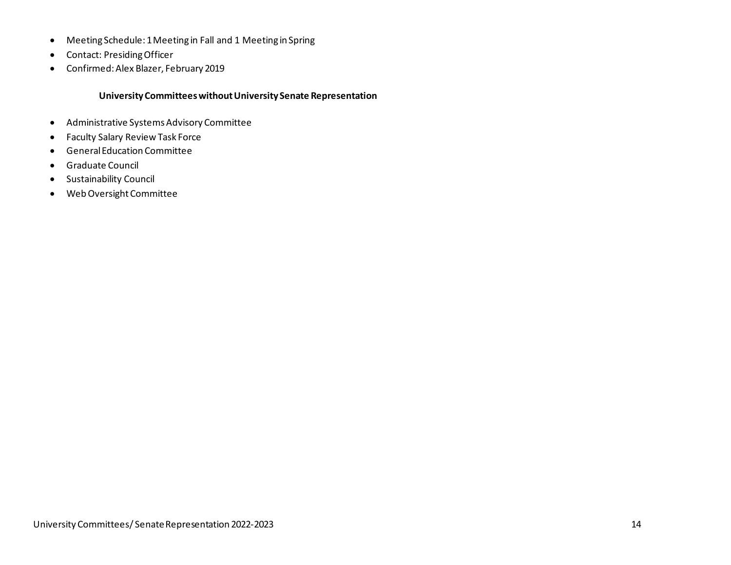- Meeting Schedule: 1 Meeting in Fall and 1 Meeting in Spring
- Contact: Presiding Officer
- Confirmed: Alex Blazer, February 2019

**University Committees without University Senate Representation**

- Administrative Systems Advisory Committee
- Faculty Salary Review Task Force
- General Education Committee
- Graduate Council
- Sustainability Council
- Web Oversight Committee